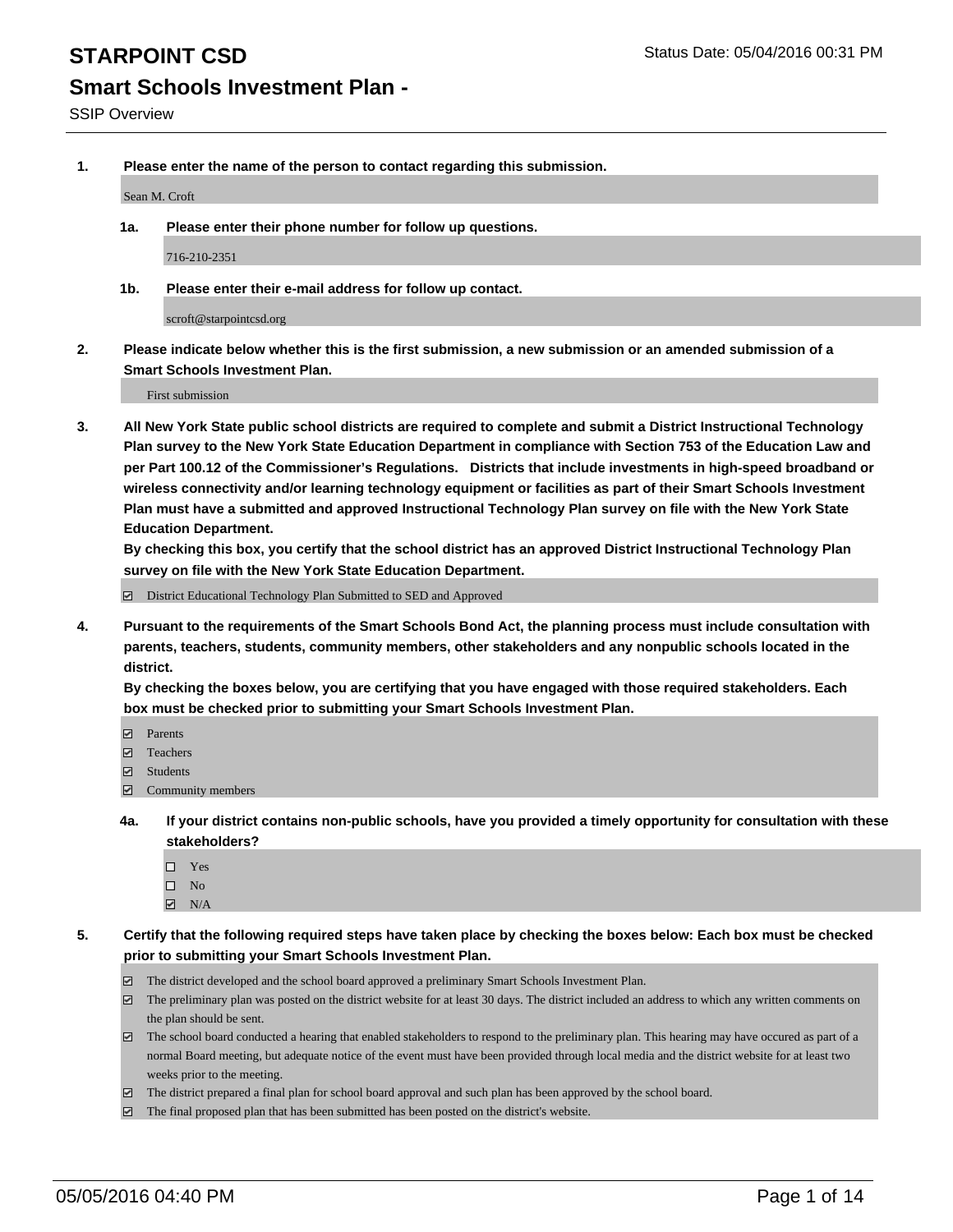# STARPOINT CSD

Status Date: 05/04/2016 00:31 PM

## Smart Schools Investment Plan -

SSIP Overview

**1. Please enter the name of the person to contact regarding this submission.**

Sean M. Croft

**1a. Please enter their phone number for follow up questions.**

716-210-2351

**1b. Please enter their e-mail address for follow up contact.**

scroft@starpointcsd.org

**2. Please indicate below whether this is the first submission, a new submission or an amended submission of a Smart Schools Investment Plan.**

First submission

**3. All New York State public school districts are required to complete and submit a District Instructional Technology Plan survey to the New York State Education Department in compliance with Section 753 of the Education Law and per Part 100.12 of the Commissioner's Regulations. Districts that include investments in high-speed broadband or wireless connectivity and/or learning technology equipment or facilities as part of their Smart Schools Investment Plan must have a submitted and approved Instructional Technology Plan survey on file with the New York State Education Department.**
**By checking this box, you certify that the school district has an approved District Instructional Technology Plan survey on file with the New York State Education Department.**

☑ District Educational Technology Plan Submitted to SED and Approved

**4. Pursuant to the requirements of the Smart Schools Bond Act, the planning process must include consultation with parents, teachers, students, community members, other stakeholders and any nonpublic schools located in the district.**
**By checking the boxes below, you are certifying that you have engaged with those required stakeholders. Each box must be checked prior to submitting your Smart Schools Investment Plan.**

☑ Parents
☑ Teachers
☑ Students
☑ Community members

**4a. If your district contains non-public schools, have you provided a timely opportunity for consultation with these stakeholders?**

☐ Yes
☐ No
☑ N/A

**5. Certify that the following required steps have taken place by checking the boxes below: Each box must be checked prior to submitting your Smart Schools Investment Plan.**

☑ The district developed and the school board approved a preliminary Smart Schools Investment Plan.
☑ The preliminary plan was posted on the district website for at least 30 days. The district included an address to which any written comments on the plan should be sent.
☑ The school board conducted a hearing that enabled stakeholders to respond to the preliminary plan. This hearing may have occured as part of a normal Board meeting, but adequate notice of the event must have been provided through local media and the district website for at least two weeks prior to the meeting.
☑ The district prepared a final plan for school board approval and such plan has been approved by the school board.
☑ The final proposed plan that has been submitted has been posted on the district's website.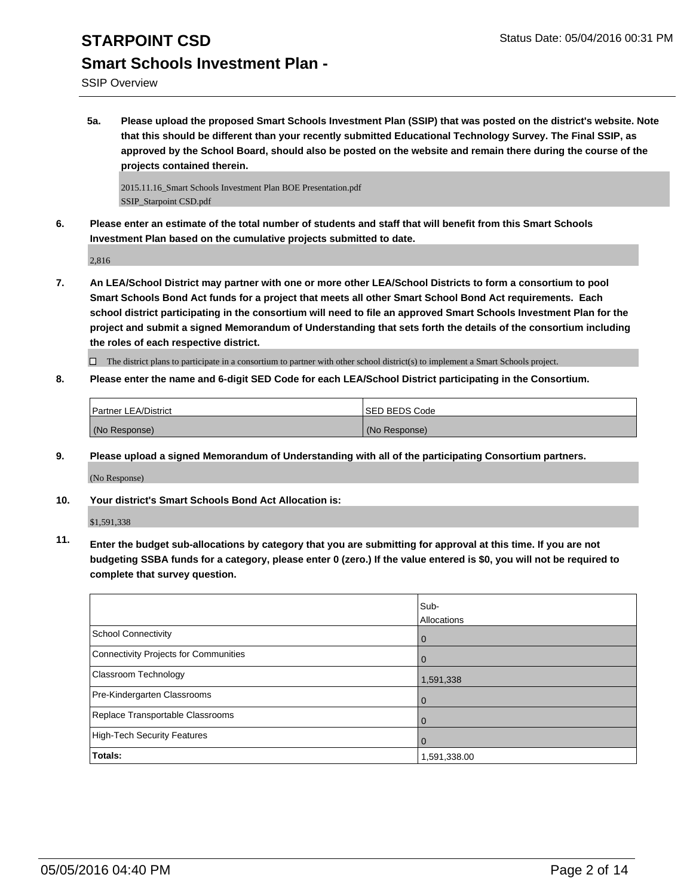# STARPOINT CSD

## Smart Schools Investment Plan -

SSIP Overview

Status Date: 05/04/2016 00:31 PM

**5a. Please upload the proposed Smart Schools Investment Plan (SSIP) that was posted on the district's website. Note that this should be different than your recently submitted Educational Technology Survey. The Final SSIP, as approved by the School Board, should also be posted on the website and remain there during the course of the projects contained therein.**

2015.11.16_Smart Schools Investment Plan BOE Presentation.pdf
SSIP_Starpoint CSD.pdf

**6. Please enter an estimate of the total number of students and staff that will benefit from this Smart Schools Investment Plan based on the cumulative projects submitted to date.**

2,816

**7. An LEA/School District may partner with one or more other LEA/School Districts to form a consortium to pool Smart Schools Bond Act funds for a project that meets all other Smart School Bond Act requirements. Each school district participating in the consortium will need to file an approved Smart Schools Investment Plan for the project and submit a signed Memorandum of Understanding that sets forth the details of the consortium including the roles of each respective district.**

☐ The district plans to participate in a consortium to partner with other school district(s) to implement a Smart Schools project.

**8. Please enter the name and 6-digit SED Code for each LEA/School District participating in the Consortium.**

| Partner LEA/District | SED BEDS Code |
|---|---|
| (No Response) | (No Response) |

**9. Please upload a signed Memorandum of Understanding with all of the participating Consortium partners.**

(No Response)

**10. Your district's Smart Schools Bond Act Allocation is:**

$1,591,338

**11. Enter the budget sub-allocations by category that you are submitting for approval at this time. If you are not budgeting SSBA funds for a category, please enter 0 (zero.) If the value entered is $0, you will not be required to complete that survey question.**

| | Sub-Allocations |
|---|---|
| School Connectivity | 0 |
| Connectivity Projects for Communities | 0 |
| Classroom Technology | 1,591,338 |
| Pre-Kindergarten Classrooms | 0 |
| Replace Transportable Classrooms | 0 |
| High-Tech Security Features | 0 |
| **Totals:** | 1,591,338.00 |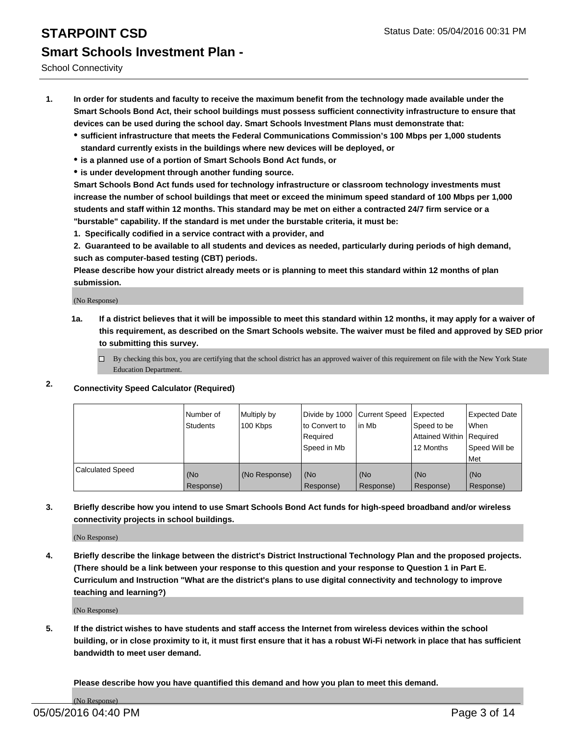# STARPOINT CSD

Status Date: 05/04/2016 00:31 PM

## Smart Schools Investment Plan -

School Connectivity

1. **In order for students and faculty to receive the maximum benefit from the technology made available under the Smart Schools Bond Act, their school buildings must possess sufficient connectivity infrastructure to ensure that devices can be used during the school day. Smart Schools Investment Plans must demonstrate that:**
   - **sufficient infrastructure that meets the Federal Communications Commission's 100 Mbps per 1,000 students standard currently exists in the buildings where new devices will be deployed, or**
   - **is a planned use of a portion of Smart Schools Bond Act funds, or**
   - **is under development through another funding source.**

   **Smart Schools Bond Act funds used for technology infrastructure or classroom technology investments must increase the number of school buildings that meet or exceed the minimum speed standard of 100 Mbps per 1,000 students and staff within 12 months. This standard may be met on either a contracted 24/7 firm service or a "burstable" capability. If the standard is met under the burstable criteria, it must be:**

   **1. Specifically codified in a service contract with a provider, and**

   **2. Guaranteed to be available to all students and devices as needed, particularly during periods of high demand, such as computer-based testing (CBT) periods.**

   **Please describe how your district already meets or is planning to meet this standard within 12 months of plan submission.**

   (No Response)

   **1a. If a district believes that it will be impossible to meet this standard within 12 months, it may apply for a waiver of this requirement, as described on the Smart Schools website. The waiver must be filed and approved by SED prior to submitting this survey.**

   ☐ By checking this box, you are certifying that the school district has an approved waiver of this requirement on file with the New York State Education Department.

2. **Connectivity Speed Calculator (Required)**

| | Number of Students | Multiply by 100 Kbps | Divide by 1000 to Convert to Required Speed in Mb | Current Speed in Mb | Expected Speed to be Attained Within 12 Months | Expected Date When Required Speed Will be Met |
|---|---|---|---|---|---|---|
| Calculated Speed | (No Response) | (No Response) | (No Response) | (No Response) | (No Response) | (No Response) |

3. **Briefly describe how you intend to use Smart Schools Bond Act funds for high-speed broadband and/or wireless connectivity projects in school buildings.**

   (No Response)

4. **Briefly describe the linkage between the district's District Instructional Technology Plan and the proposed projects. (There should be a link between your response to this question and your response to Question 1 in Part E. Curriculum and Instruction "What are the district's plans to use digital connectivity and technology to improve teaching and learning?)**

   (No Response)

5. **If the district wishes to have students and staff access the Internet from wireless devices within the school building, or in close proximity to it, it must first ensure that it has a robust Wi-Fi network in place that has sufficient bandwidth to meet user demand.**

   **Please describe how you have quantified this demand and how you plan to meet this demand.**

   (No Response)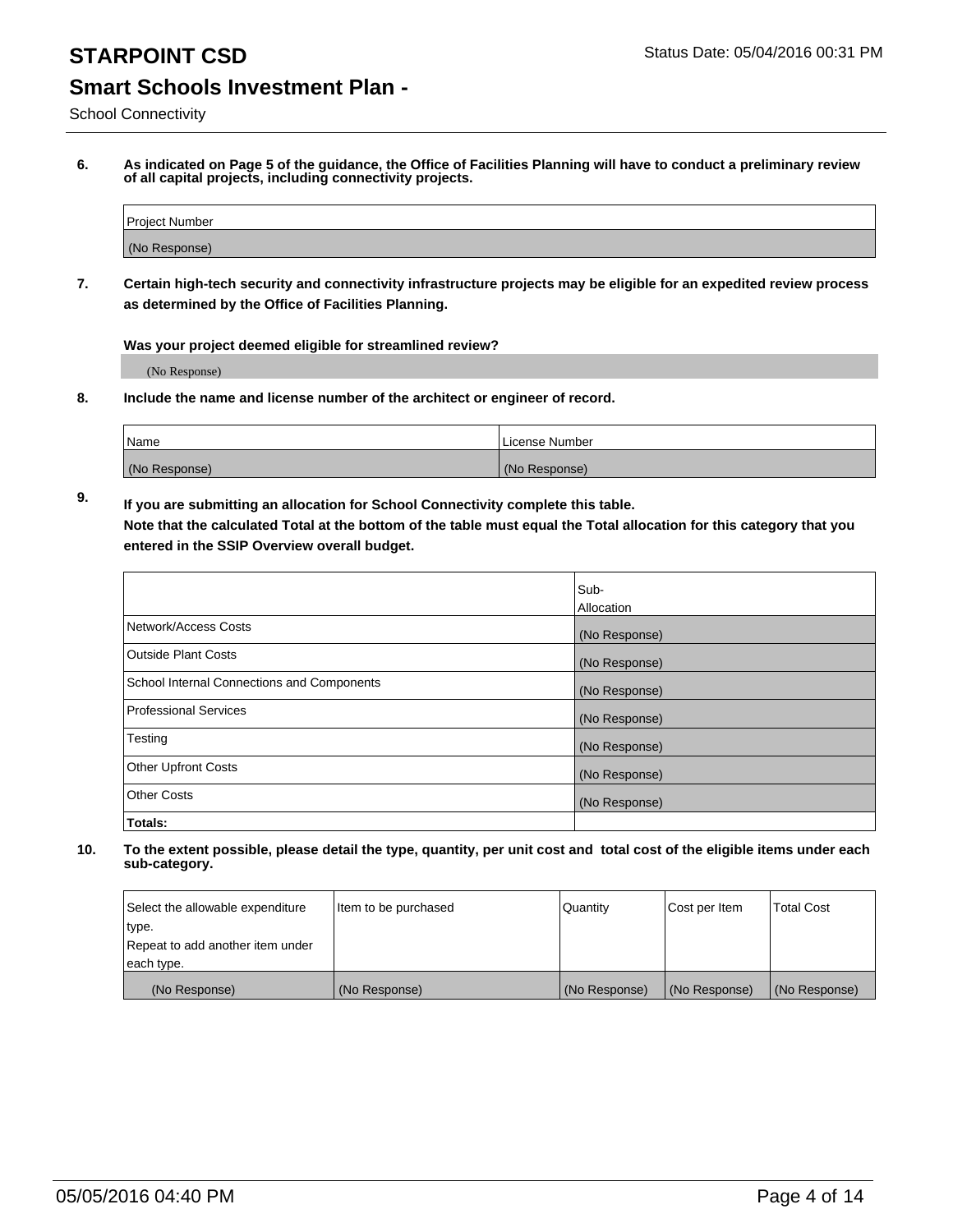**6. As indicated on Page 5 of the guidance, the Office of Facilities Planning will have to conduct a preliminary review of all capital projects, including connectivity projects.**

| Project Number |
| --- |
| (No Response) |

**7. Certain high-tech security and connectivity infrastructure projects may be eligible for an expedited review process as determined by the Office of Facilities Planning.**

**Was your project deemed eligible for streamlined review?**

(No Response)

**8. Include the name and license number of the architect or engineer of record.**

| Name | License Number |
| --- | --- |
| (No Response) | (No Response) |

**9. If you are submitting an allocation for School Connectivity complete this table.**
**Note that the calculated Total at the bottom of the table must equal the Total allocation for this category that you entered in the SSIP Overview overall budget.**

| | Sub-Allocation |
| --- | --- |
| Network/Access Costs | (No Response) |
| Outside Plant Costs | (No Response) |
| School Internal Connections and Components | (No Response) |
| Professional Services | (No Response) |
| Testing | (No Response) |
| Other Upfront Costs | (No Response) |
| Other Costs | (No Response) |
| **Totals:** | |

**10. To the extent possible, please detail the type, quantity, per unit cost and total cost of the eligible items under each sub-category.**

| Select the allowable expenditure type. Repeat to add another item under each type. | Item to be purchased | Quantity | Cost per Item | Total Cost |
| --- | --- | --- | --- | --- |
| (No Response) | (No Response) | (No Response) | (No Response) | (No Response) |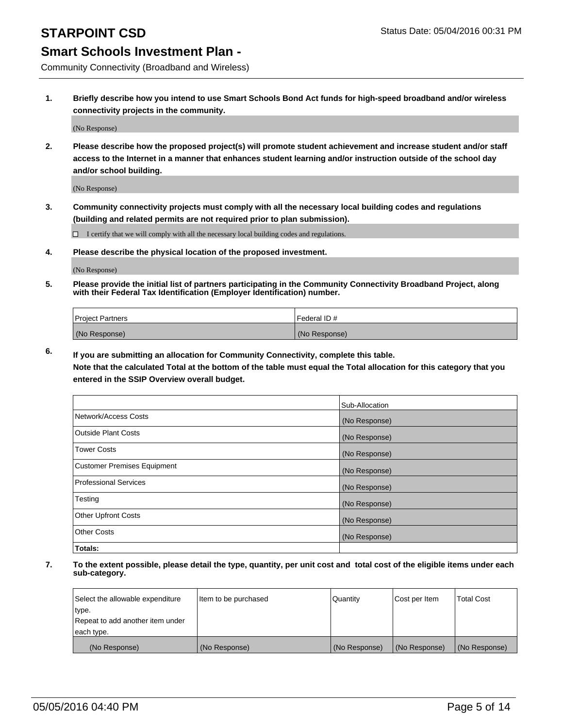# STARPOINT CSD

Status Date: 05/04/2016 00:31 PM

## Smart Schools Investment Plan -

Community Connectivity (Broadband and Wireless)

**1. Briefly describe how you intend to use Smart Schools Bond Act funds for high-speed broadband and/or wireless connectivity projects in the community.**

(No Response)

**2. Please describe how the proposed project(s) will promote student achievement and increase student and/or staff access to the Internet in a manner that enhances student learning and/or instruction outside of the school day and/or school building.**

(No Response)

**3. Community connectivity projects must comply with all the necessary local building codes and regulations (building and related permits are not required prior to plan submission).**

☐ I certify that we will comply with all the necessary local building codes and regulations.

**4. Please describe the physical location of the proposed investment.**

(No Response)

**5. Please provide the initial list of partners participating in the Community Connectivity Broadband Project, along with their Federal Tax Identification (Employer Identification) number.**

| Project Partners | Federal ID # |
|---|---|
| (No Response) | (No Response) |

**6. If you are submitting an allocation for Community Connectivity, complete this table.**
**Note that the calculated Total at the bottom of the table must equal the Total allocation for this category that you entered in the SSIP Overview overall budget.**

| | Sub-Allocation |
|---|---|
| Network/Access Costs | (No Response) |
| Outside Plant Costs | (No Response) |
| Tower Costs | (No Response) |
| Customer Premises Equipment | (No Response) |
| Professional Services | (No Response) |
| Testing | (No Response) |
| Other Upfront Costs | (No Response) |
| Other Costs | (No Response) |
| **Totals:** | |

**7. To the extent possible, please detail the type, quantity, per unit cost and total cost of the eligible items under each sub-category.**

| Select the allowable expenditure type. Repeat to add another item under each type. | Item to be purchased | Quantity | Cost per Item | Total Cost |
|---|---|---|---|---|
| (No Response) | (No Response) | (No Response) | (No Response) | (No Response) |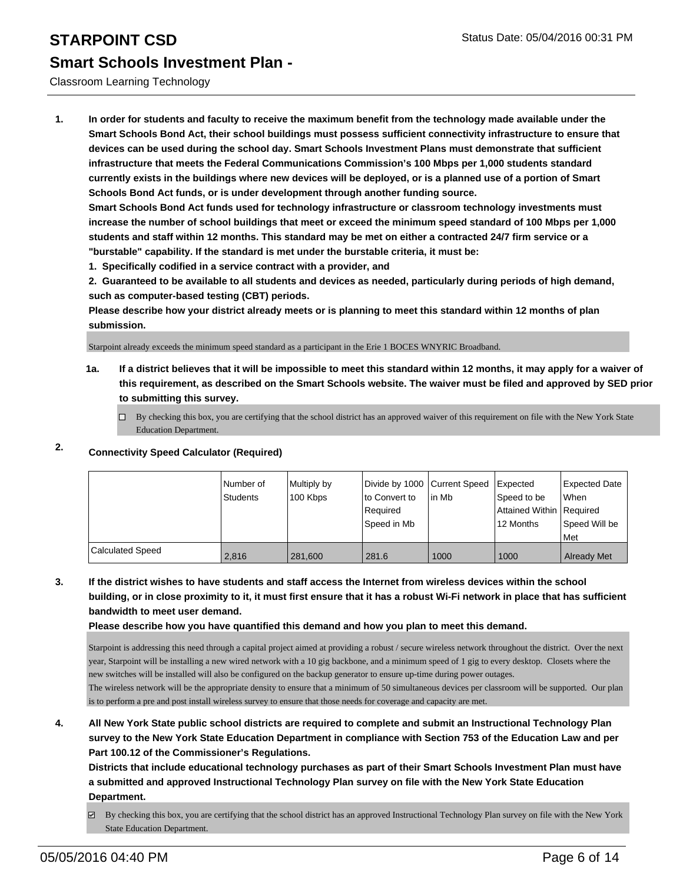# STARPOINT CSD

Status Date: 05/04/2016 00:31 PM

## Smart Schools Investment Plan -

Classroom Learning Technology

**1. In order for students and faculty to receive the maximum benefit from the technology made available under the Smart Schools Bond Act, their school buildings must possess sufficient connectivity infrastructure to ensure that devices can be used during the school day. Smart Schools Investment Plans must demonstrate that sufficient infrastructure that meets the Federal Communications Commission's 100 Mbps per 1,000 students standard currently exists in the buildings where new devices will be deployed, or is a planned use of a portion of Smart Schools Bond Act funds, or is under development through another funding source.**

**Smart Schools Bond Act funds used for technology infrastructure or classroom technology investments must increase the number of school buildings that meet or exceed the minimum speed standard of 100 Mbps per 1,000 students and staff within 12 months. This standard may be met on either a contracted 24/7 firm service or a "burstable" capability. If the standard is met under the burstable criteria, it must be:**

**1. Specifically codified in a service contract with a provider, and**

**2. Guaranteed to be available to all students and devices as needed, particularly during periods of high demand, such as computer-based testing (CBT) periods.**

**Please describe how your district already meets or is planning to meet this standard within 12 months of plan submission.**

Starpoint already exceeds the minimum speed standard as a participant in the Erie 1 BOCES WNYRIC Broadband.

**1a. If a district believes that it will be impossible to meet this standard within 12 months, it may apply for a waiver of this requirement, as described on the Smart Schools website. The waiver must be filed and approved by SED prior to submitting this survey.**

☐ By checking this box, you are certifying that the school district has an approved waiver of this requirement on file with the New York State Education Department.

**2. Connectivity Speed Calculator (Required)**

| | Number of Students | Multiply by 100 Kbps | Divide by 1000 to Convert to Required Speed in Mb | Current Speed in Mb | Expected Speed to be Attained Within 12 Months | Expected Date When Required Speed Will be Met |
|---|---|---|---|---|---|---|
| Calculated Speed | 2,816 | 281,600 | 281.6 | 1000 | 1000 | Already Met |

**3. If the district wishes to have students and staff access the Internet from wireless devices within the school building, or in close proximity to it, it must first ensure that it has a robust Wi-Fi network in place that has sufficient bandwidth to meet user demand.**

**Please describe how you have quantified this demand and how you plan to meet this demand.**

Starpoint is addressing this need through a capital project aimed at providing a robust / secure wireless network throughout the district. Over the next year, Starpoint will be installing a new wired network with a 10 gig backbone, and a minimum speed of 1 gig to every desktop. Closets where the new switches will be installed will also be configured on the backup generator to ensure up-time during power outages.
The wireless network will be the appropriate density to ensure that a minimum of 50 simultaneous devices per classroom will be supported. Our plan is to perform a pre and post install wireless survey to ensure that those needs for coverage and capacity are met.

**4. All New York State public school districts are required to complete and submit an Instructional Technology Plan survey to the New York State Education Department in compliance with Section 753 of the Education Law and per Part 100.12 of the Commissioner's Regulations.**

**Districts that include educational technology purchases as part of their Smart Schools Investment Plan must have a submitted and approved Instructional Technology Plan survey on file with the New York State Education Department.**

☑ By checking this box, you are certifying that the school district has an approved Instructional Technology Plan survey on file with the New York State Education Department.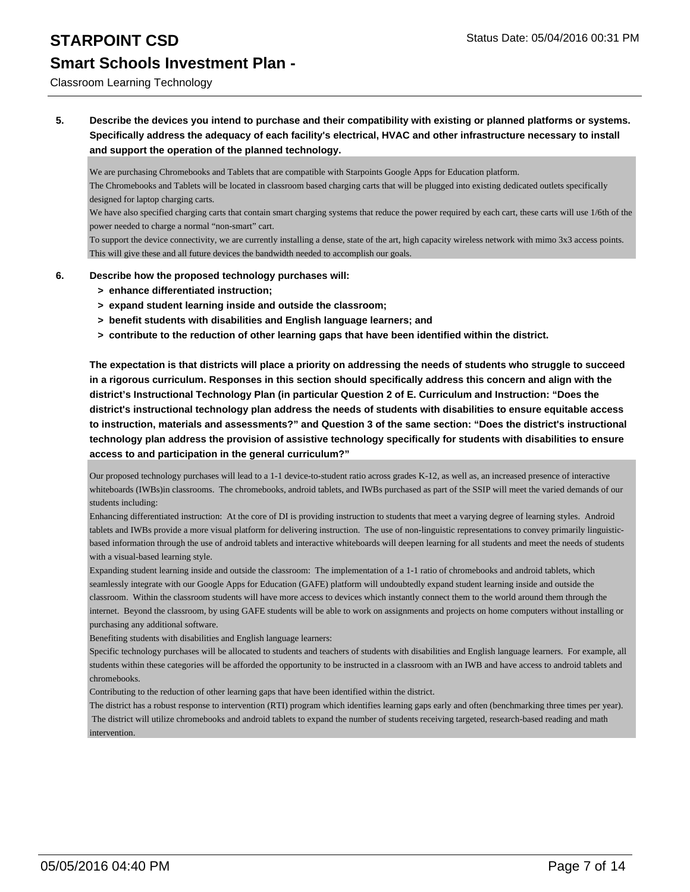**5. Describe the devices you intend to purchase and their compatibility with existing or planned platforms or systems. Specifically address the adequacy of each facility's electrical, HVAC and other infrastructure necessary to install and support the operation of the planned technology.**

We are purchasing Chromebooks and Tablets that are compatible with Starpoints Google Apps for Education platform.
The Chromebooks and Tablets will be located in classroom based charging carts that will be plugged into existing dedicated outlets specifically designed for laptop charging carts.
We have also specified charging carts that contain smart charging systems that reduce the power required by each cart, these carts will use 1/6th of the power needed to charge a normal “non-smart” cart.
To support the device connectivity, we are currently installing a dense, state of the art, high capacity wireless network with mimo 3x3 access points. This will give these and all future devices the bandwidth needed to accomplish our goals.

**6. Describe how the proposed technology purchases will:**

**> enhance differentiated instruction;**

**> expand student learning inside and outside the classroom;**

**> benefit students with disabilities and English language learners; and**

**> contribute to the reduction of other learning gaps that have been identified within the district.**

**The expectation is that districts will place a priority on addressing the needs of students who struggle to succeed in a rigorous curriculum. Responses in this section should specifically address this concern and align with the district’s Instructional Technology Plan (in particular Question 2 of E. Curriculum and Instruction: “Does the district's instructional technology plan address the needs of students with disabilities to ensure equitable access to instruction, materials and assessments?” and Question 3 of the same section: “Does the district's instructional technology plan address the provision of assistive technology specifically for students with disabilities to ensure access to and participation in the general curriculum?”**

Our proposed technology purchases will lead to a 1-1 device-to-student ratio across grades K-12, as well as, an increased presence of interactive whiteboards (IWBs)in classrooms. The chromebooks, android tablets, and IWBs purchased as part of the SSIP will meet the varied demands of our students including:
Enhancing differentiated instruction: At the core of DI is providing instruction to students that meet a varying degree of learning styles. Android tablets and IWBs provide a more visual platform for delivering instruction. The use of non-linguistic representations to convey primarily linguistic-based information through the use of android tablets and interactive whiteboards will deepen learning for all students and meet the needs of students with a visual-based learning style.
Expanding student learning inside and outside the classroom: The implementation of a 1-1 ratio of chromebooks and android tablets, which seamlessly integrate with our Google Apps for Education (GAFE) platform will undoubtedly expand student learning inside and outside the classroom. Within the classroom students will have more access to devices which instantly connect them to the world around them through the internet. Beyond the classroom, by using GAFE students will be able to work on assignments and projects on home computers without installing or purchasing any additional software.
Benefiting students with disabilities and English language learners:
Specific technology purchases will be allocated to students and teachers of students with disabilities and English language learners. For example, all students within these categories will be afforded the opportunity to be instructed in a classroom with an IWB and have access to android tablets and chromebooks.
Contributing to the reduction of other learning gaps that have been identified within the district.
The district has a robust response to intervention (RTI) program which identifies learning gaps early and often (benchmarking three times per year). The district will utilize chromebooks and android tablets to expand the number of students receiving targeted, research-based reading and math intervention.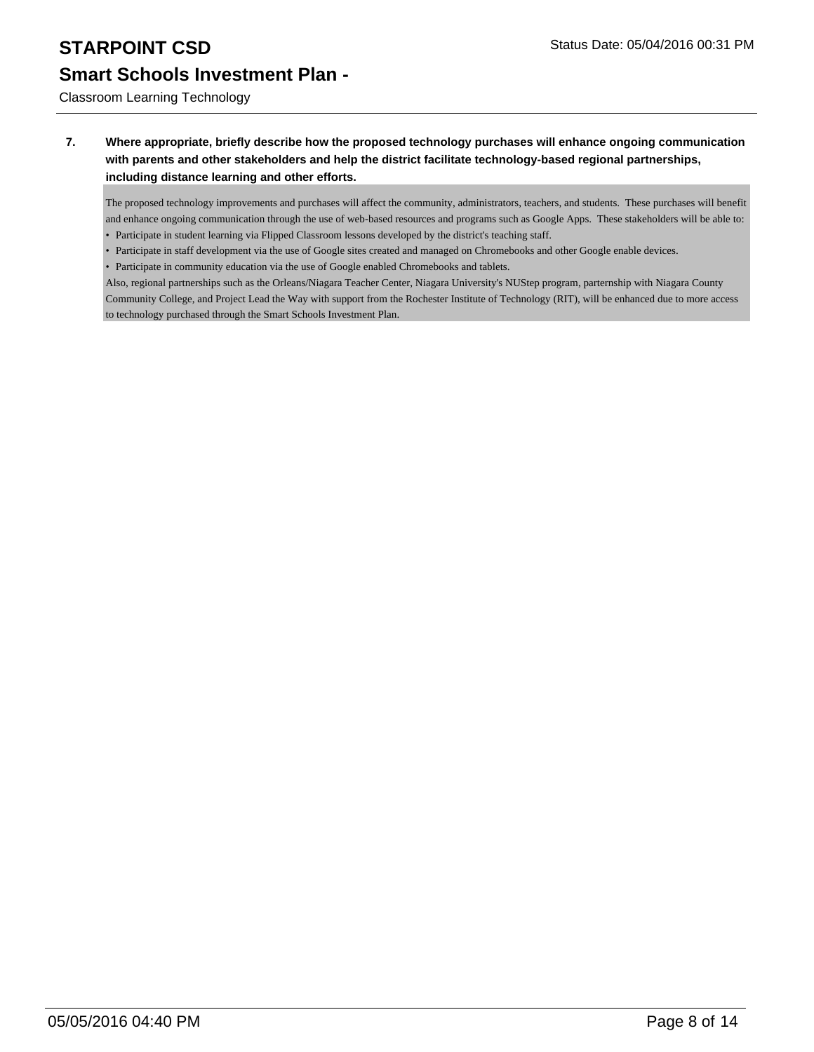# STARPOINT CSD

## Smart Schools Investment Plan -

Classroom Learning Technology

**7. Where appropriate, briefly describe how the proposed technology purchases will enhance ongoing communication with parents and other stakeholders and help the district facilitate technology-based regional partnerships, including distance learning and other efforts.**

The proposed technology improvements and purchases will affect the community, administrators, teachers, and students. These purchases will benefit and enhance ongoing communication through the use of web-based resources and programs such as Google Apps. These stakeholders will be able to:

- Participate in student learning via Flipped Classroom lessons developed by the district's teaching staff.
- Participate in staff development via the use of Google sites created and managed on Chromebooks and other Google enable devices.
- Participate in community education via the use of Google enabled Chromebooks and tablets.

Also, regional partnerships such as the Orleans/Niagara Teacher Center, Niagara University's NUStep program, parternship with Niagara County Community College, and Project Lead the Way with support from the Rochester Institute of Technology (RIT), will be enhanced due to more access to technology purchased through the Smart Schools Investment Plan.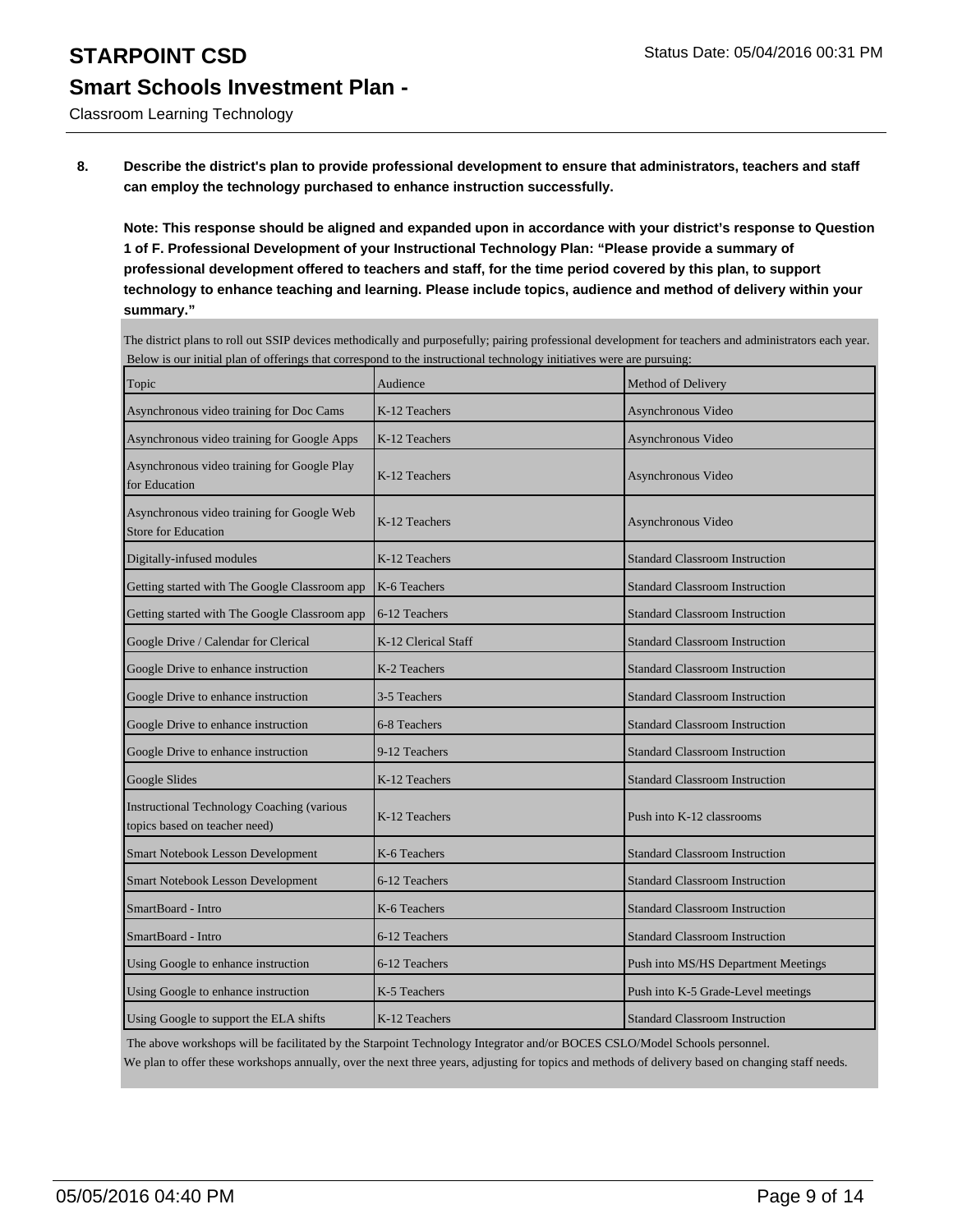# STARPOINT CSD

## Smart Schools Investment Plan -

Classroom Learning Technology

**8. Describe the district's plan to provide professional development to ensure that administrators, teachers and staff can employ the technology purchased to enhance instruction successfully.**

**Note: This response should be aligned and expanded upon in accordance with your district's response to Question 1 of F. Professional Development of your Instructional Technology Plan: "Please provide a summary of professional development offered to teachers and staff, for the time period covered by this plan, to support technology to enhance teaching and learning. Please include topics, audience and method of delivery within your summary."**

The district plans to roll out SSIP devices methodically and purposefully; pairing professional development for teachers and administrators each year. Below is our initial plan of offerings that correspond to the instructional technology initiatives were are pursuing:

| Topic | Audience | Method of Delivery |
|---|---|---|
| Asynchronous video training for Doc Cams | K-12 Teachers | Asynchronous Video |
| Asynchronous video training for Google Apps | K-12 Teachers | Asynchronous Video |
| Asynchronous video training for Google Play for Education | K-12 Teachers | Asynchronous Video |
| Asynchronous video training for Google Web Store for Education | K-12 Teachers | Asynchronous Video |
| Digitally-infused modules | K-12 Teachers | Standard Classroom Instruction |
| Getting started with The Google Classroom app | K-6 Teachers | Standard Classroom Instruction |
| Getting started with The Google Classroom app | 6-12 Teachers | Standard Classroom Instruction |
| Google Drive / Calendar for Clerical | K-12 Clerical Staff | Standard Classroom Instruction |
| Google Drive to enhance instruction | K-2 Teachers | Standard Classroom Instruction |
| Google Drive to enhance instruction | 3-5 Teachers | Standard Classroom Instruction |
| Google Drive to enhance instruction | 6-8 Teachers | Standard Classroom Instruction |
| Google Drive to enhance instruction | 9-12 Teachers | Standard Classroom Instruction |
| Google Slides | K-12 Teachers | Standard Classroom Instruction |
| Instructional Technology Coaching (various topics based on teacher need) | K-12 Teachers | Push into K-12 classrooms |
| Smart Notebook Lesson Development | K-6 Teachers | Standard Classroom Instruction |
| Smart Notebook Lesson Development | 6-12 Teachers | Standard Classroom Instruction |
| SmartBoard - Intro | K-6 Teachers | Standard Classroom Instruction |
| SmartBoard - Intro | 6-12 Teachers | Standard Classroom Instruction |
| Using Google to enhance instruction | 6-12 Teachers | Push into MS/HS Department Meetings |
| Using Google to enhance instruction | K-5 Teachers | Push into K-5 Grade-Level meetings |
| Using Google to support the ELA shifts | K-12 Teachers | Standard Classroom Instruction |

The above workshops will be facilitated by the Starpoint Technology Integrator and/or BOCES CSLO/Model Schools personnel.

We plan to offer these workshops annually, over the next three years, adjusting for topics and methods of delivery based on changing staff needs.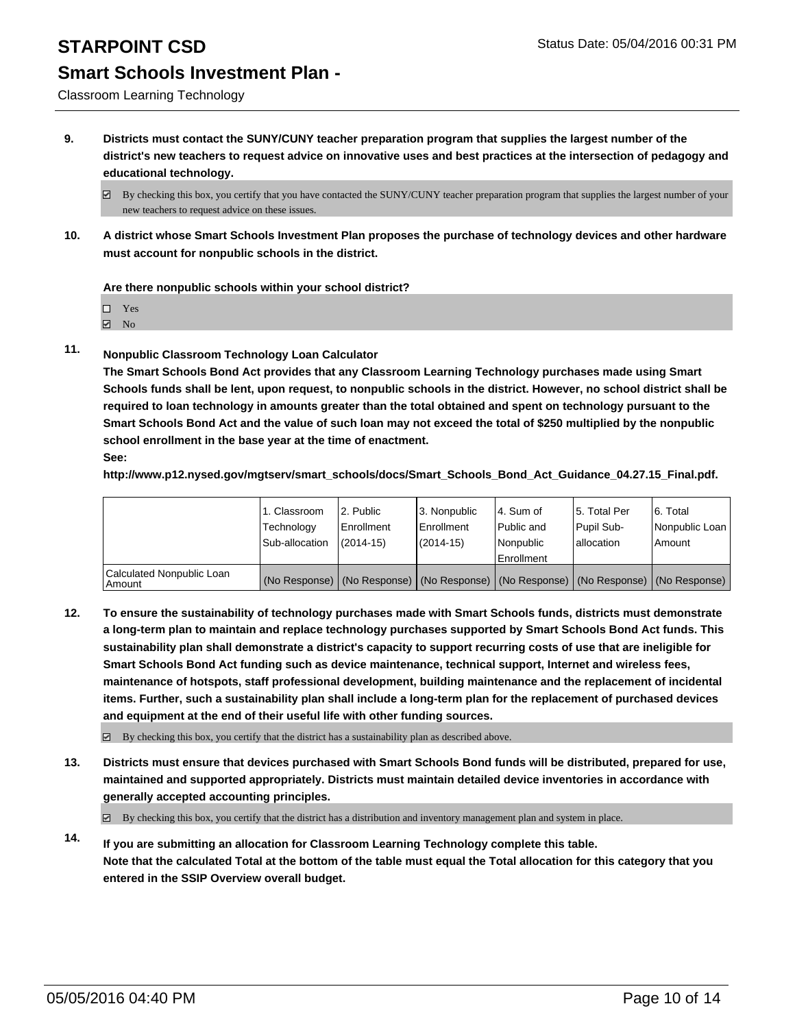# STARPOINT CSD

## Smart Schools Investment Plan -

Classroom Learning Technology

**9. Districts must contact the SUNY/CUNY teacher preparation program that supplies the largest number of the district's new teachers to request advice on innovative uses and best practices at the intersection of pedagogy and educational technology.**

☑ By checking this box, you certify that you have contacted the SUNY/CUNY teacher preparation program that supplies the largest number of your new teachers to request advice on these issues.

**10. A district whose Smart Schools Investment Plan proposes the purchase of technology devices and other hardware must account for nonpublic schools in the district.**

**Are there nonpublic schools within your school district?**

☐ Yes
☑ No

**11. Nonpublic Classroom Technology Loan Calculator**

**The Smart Schools Bond Act provides that any Classroom Learning Technology purchases made using Smart Schools funds shall be lent, upon request, to nonpublic schools in the district. However, no school district shall be required to loan technology in amounts greater than the total obtained and spent on technology pursuant to the Smart Schools Bond Act and the value of such loan may not exceed the total of $250 multiplied by the nonpublic school enrollment in the base year at the time of enactment.**

**See:**

**http://www.p12.nysed.gov/mgtserv/smart_schools/docs/Smart_Schools_Bond_Act_Guidance_04.27.15_Final.pdf.**

| | 1. Classroom Technology Sub-allocation | 2. Public Enrollment (2014-15) | 3. Nonpublic Enrollment (2014-15) | 4. Sum of Public and Nonpublic Enrollment | 5. Total Per Pupil Sub-allocation | 6. Total Nonpublic Loan Amount |
|---|---|---|---|---|---|---|
| Calculated Nonpublic Loan Amount | (No Response) | (No Response) | (No Response) | (No Response) | (No Response) | (No Response) |

**12. To ensure the sustainability of technology purchases made with Smart Schools funds, districts must demonstrate a long-term plan to maintain and replace technology purchases supported by Smart Schools Bond Act funds. This sustainability plan shall demonstrate a district's capacity to support recurring costs of use that are ineligible for Smart Schools Bond Act funding such as device maintenance, technical support, Internet and wireless fees, maintenance of hotspots, staff professional development, building maintenance and the replacement of incidental items. Further, such a sustainability plan shall include a long-term plan for the replacement of purchased devices and equipment at the end of their useful life with other funding sources.**

☑ By checking this box, you certify that the district has a sustainability plan as described above.

**13. Districts must ensure that devices purchased with Smart Schools Bond funds will be distributed, prepared for use, maintained and supported appropriately. Districts must maintain detailed device inventories in accordance with generally accepted accounting principles.**

☑ By checking this box, you certify that the district has a distribution and inventory management plan and system in place.

**14. If you are submitting an allocation for Classroom Learning Technology complete this table.**
**Note that the calculated Total at the bottom of the table must equal the Total allocation for this category that you entered in the SSIP Overview overall budget.**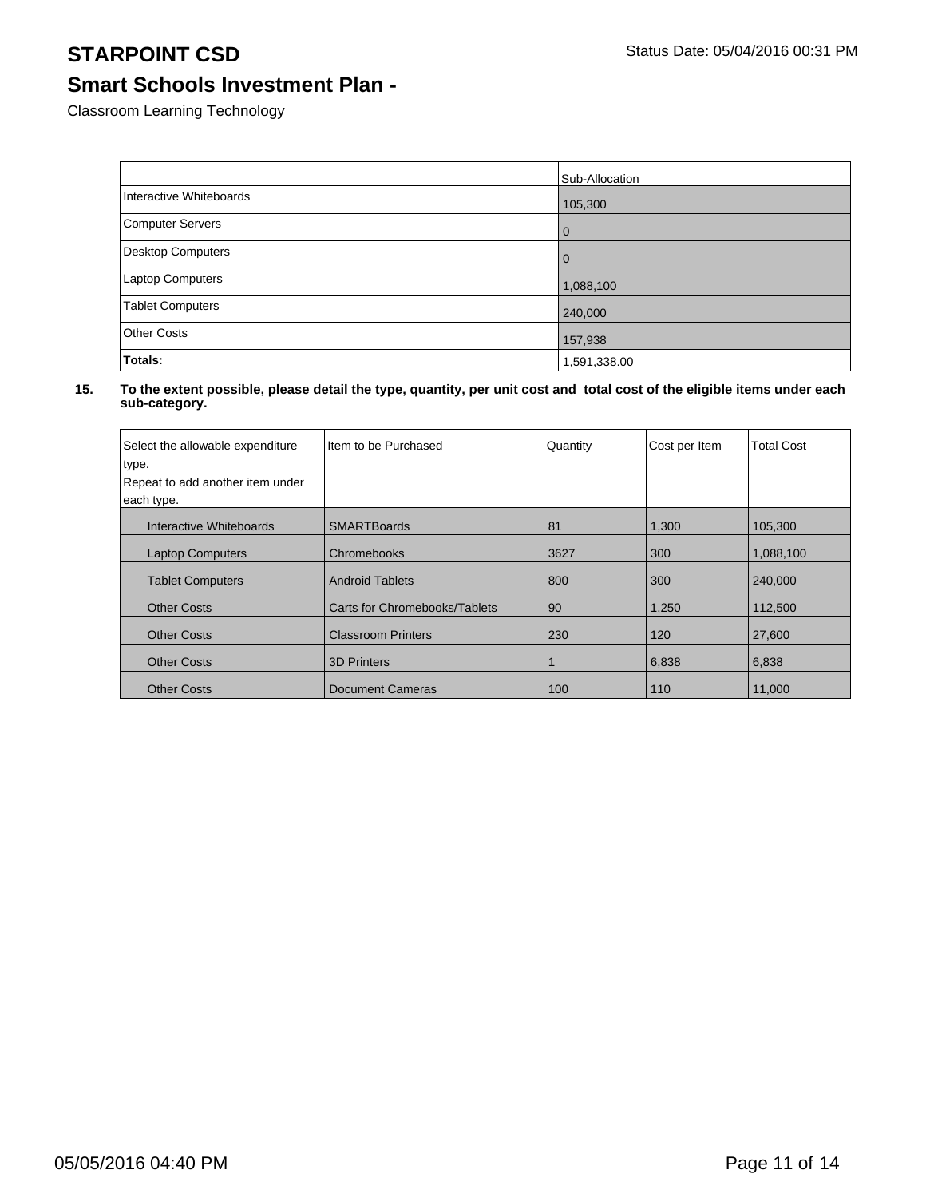# STARPOINT CSD

## Smart Schools Investment Plan -

Classroom Learning Technology

| | Sub-Allocation |
|---|---|
| Interactive Whiteboards | 105,300 |
| Computer Servers | 0 |
| Desktop Computers | 0 |
| Laptop Computers | 1,088,100 |
| Tablet Computers | 240,000 |
| Other Costs | 157,938 |
| **Totals:** | 1,591,338.00 |

**15. To the extent possible, please detail the type, quantity, per unit cost and total cost of the eligible items under each sub-category.**

| Select the allowable expenditure type. Repeat to add another item under each type. | Item to be Purchased | Quantity | Cost per Item | Total Cost |
|---|---|---|---|---|
| Interactive Whiteboards | SMARTBoards | 81 | 1,300 | 105,300 |
| Laptop Computers | Chromebooks | 3627 | 300 | 1,088,100 |
| Tablet Computers | Android Tablets | 800 | 300 | 240,000 |
| Other Costs | Carts for Chromebooks/Tablets | 90 | 1,250 | 112,500 |
| Other Costs | Classroom Printers | 230 | 120 | 27,600 |
| Other Costs | 3D Printers | 1 | 6,838 | 6,838 |
| Other Costs | Document Cameras | 100 | 110 | 11,000 |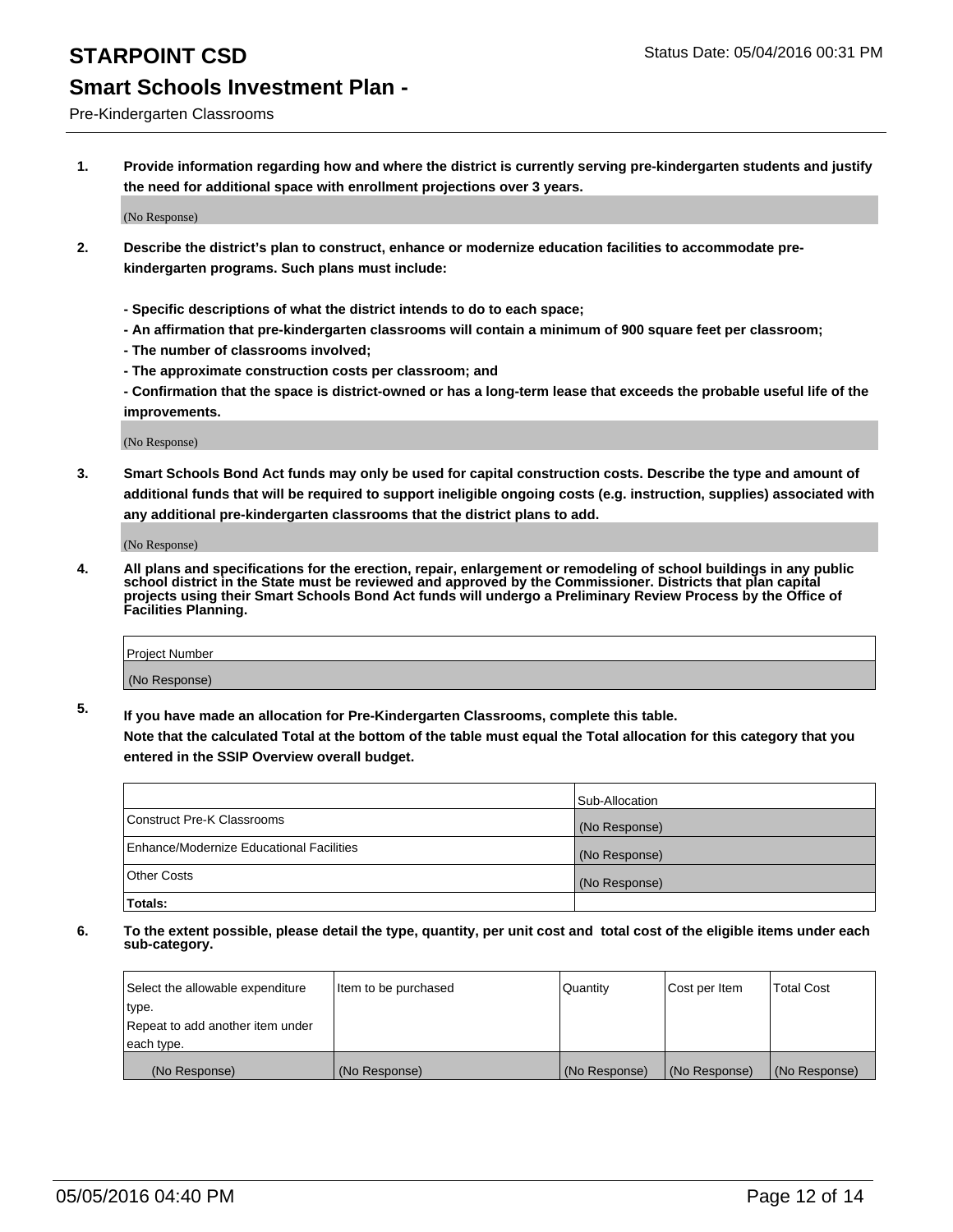# STARPOINT CSD

Status Date: 05/04/2016 00:31 PM

## Smart Schools Investment Plan -

Pre-Kindergarten Classrooms

**1. Provide information regarding how and where the district is currently serving pre-kindergarten students and justify the need for additional space with enrollment projections over 3 years.**

(No Response)

**2. Describe the district's plan to construct, enhance or modernize education facilities to accommodate pre-kindergarten programs. Such plans must include:**

**- Specific descriptions of what the district intends to do to each space;**
**- An affirmation that pre-kindergarten classrooms will contain a minimum of 900 square feet per classroom;**
**- The number of classrooms involved;**
**- The approximate construction costs per classroom; and**
**- Confirmation that the space is district-owned or has a long-term lease that exceeds the probable useful life of the improvements.**

(No Response)

**3. Smart Schools Bond Act funds may only be used for capital construction costs. Describe the type and amount of additional funds that will be required to support ineligible ongoing costs (e.g. instruction, supplies) associated with any additional pre-kindergarten classrooms that the district plans to add.**

(No Response)

**4. All plans and specifications for the erection, repair, enlargement or remodeling of school buildings in any public school district in the State must be reviewed and approved by the Commissioner. Districts that plan capital projects using their Smart Schools Bond Act funds will undergo a Preliminary Review Process by the Office of Facilities Planning.**

| Project Number |
|---|
| (No Response) |

**5. If you have made an allocation for Pre-Kindergarten Classrooms, complete this table.**
**Note that the calculated Total at the bottom of the table must equal the Total allocation for this category that you entered in the SSIP Overview overall budget.**

| | Sub-Allocation |
|---|---|
| Construct Pre-K Classrooms | (No Response) |
| Enhance/Modernize Educational Facilities | (No Response) |
| Other Costs | (No Response) |
| **Totals:** | |

**6. To the extent possible, please detail the type, quantity, per unit cost and total cost of the eligible items under each sub-category.**

| Select the allowable expenditure type. Repeat to add another item under each type. | Item to be purchased | Quantity | Cost per Item | Total Cost |
|---|---|---|---|---|
| (No Response) | (No Response) | (No Response) | (No Response) | (No Response) |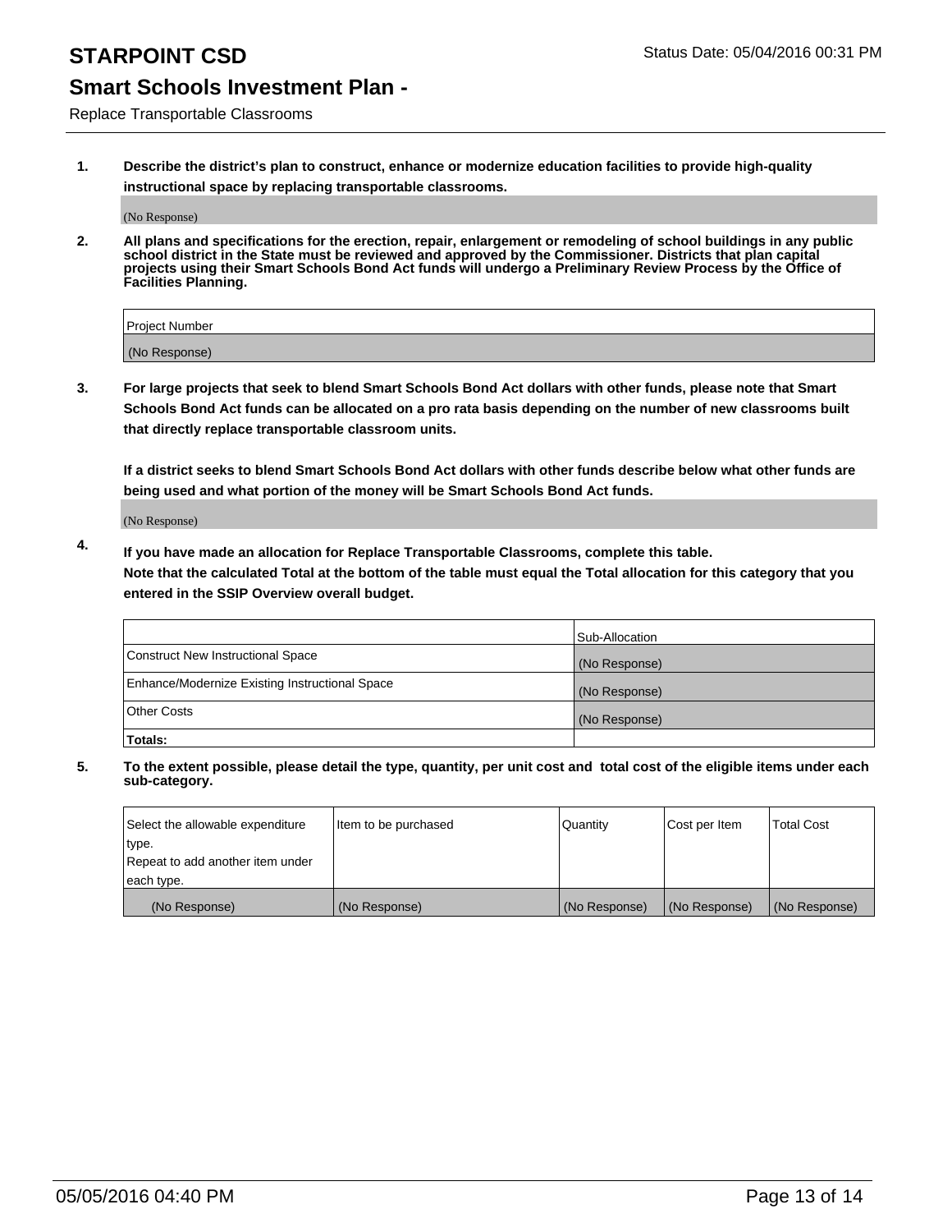# STARPOINT CSD

Status Date: 05/04/2016 00:31 PM

## Smart Schools Investment Plan -

Replace Transportable Classrooms

1. **Describe the district's plan to construct, enhance or modernize education facilities to provide high-quality instructional space by replacing transportable classrooms.**

   (No Response)

2. **All plans and specifications for the erection, repair, enlargement or remodeling of school buildings in any public school district in the State must be reviewed and approved by the Commissioner. Districts that plan capital projects using their Smart Schools Bond Act funds will undergo a Preliminary Review Process by the Office of Facilities Planning.**

| Project Number |
| --- |
| (No Response) |

3. **For large projects that seek to blend Smart Schools Bond Act dollars with other funds, please note that Smart Schools Bond Act funds can be allocated on a pro rata basis depending on the number of new classrooms built that directly replace transportable classroom units.**

   **If a district seeks to blend Smart Schools Bond Act dollars with other funds describe below what other funds are being used and what portion of the money will be Smart Schools Bond Act funds.**

   (No Response)

4. **If you have made an allocation for Replace Transportable Classrooms, complete this table.**
   **Note that the calculated Total at the bottom of the table must equal the Total allocation for this category that you entered in the SSIP Overview overall budget.**

| | Sub-Allocation |
| --- | --- |
| Construct New Instructional Space | (No Response) |
| Enhance/Modernize Existing Instructional Space | (No Response) |
| Other Costs | (No Response) |
| **Totals:** | |

5. **To the extent possible, please detail the type, quantity, per unit cost and total cost of the eligible items under each sub-category.**

| Select the allowable expenditure type. Repeat to add another item under each type. | Item to be purchased | Quantity | Cost per Item | Total Cost |
| --- | --- | --- | --- | --- |
| (No Response) | (No Response) | (No Response) | (No Response) | (No Response) |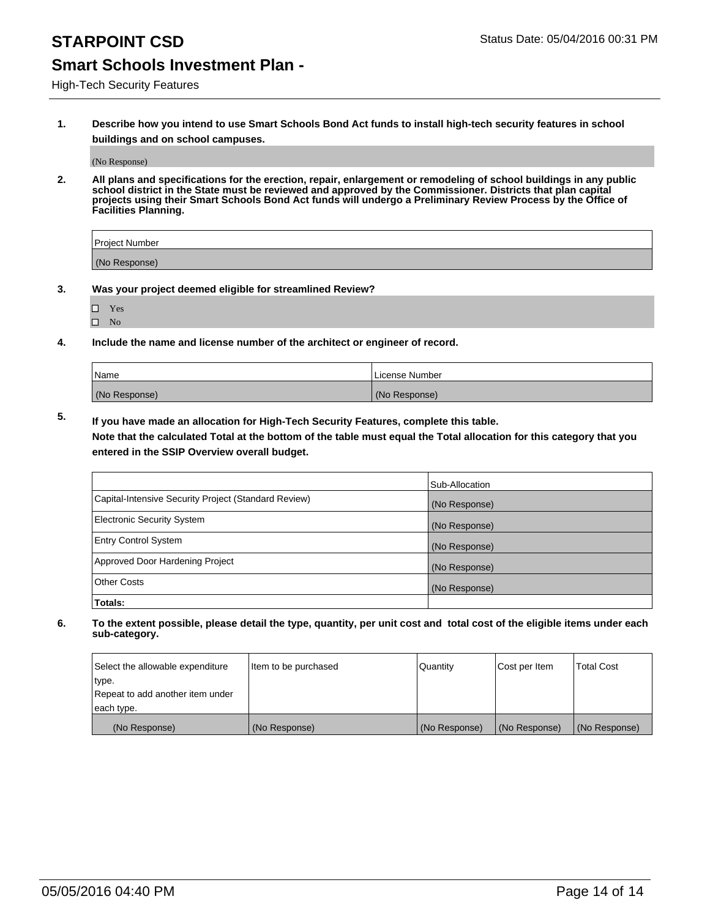# STARPOINT CSD

Status Date: 05/04/2016 00:31 PM

## Smart Schools Investment Plan -

High-Tech Security Features

**1. Describe how you intend to use Smart Schools Bond Act funds to install high-tech security features in school buildings and on school campuses.**

(No Response)

**2. All plans and specifications for the erection, repair, enlargement or remodeling of school buildings in any public school district in the State must be reviewed and approved by the Commissioner. Districts that plan capital projects using their Smart Schools Bond Act funds will undergo a Preliminary Review Process by the Office of Facilities Planning.**

| Project Number |
|---|
| (No Response) |

**3. Was your project deemed eligible for streamlined Review?**

- ☐ Yes
- ☐ No

**4. Include the name and license number of the architect or engineer of record.**

| Name | License Number |
|---|---|
| (No Response) | (No Response) |

**5. If you have made an allocation for High-Tech Security Features, complete this table.**
**Note that the calculated Total at the bottom of the table must equal the Total allocation for this category that you entered in the SSIP Overview overall budget.**

| | Sub-Allocation |
|---|---|
| Capital-Intensive Security Project (Standard Review) | (No Response) |
| Electronic Security System | (No Response) |
| Entry Control System | (No Response) |
| Approved Door Hardening Project | (No Response) |
| Other Costs | (No Response) |
| **Totals:** | |

**6. To the extent possible, please detail the type, quantity, per unit cost and total cost of the eligible items under each sub-category.**

| Select the allowable expenditure type. Repeat to add another item under each type. | Item to be purchased | Quantity | Cost per Item | Total Cost |
|---|---|---|---|---|
| (No Response) | (No Response) | (No Response) | (No Response) | (No Response) |